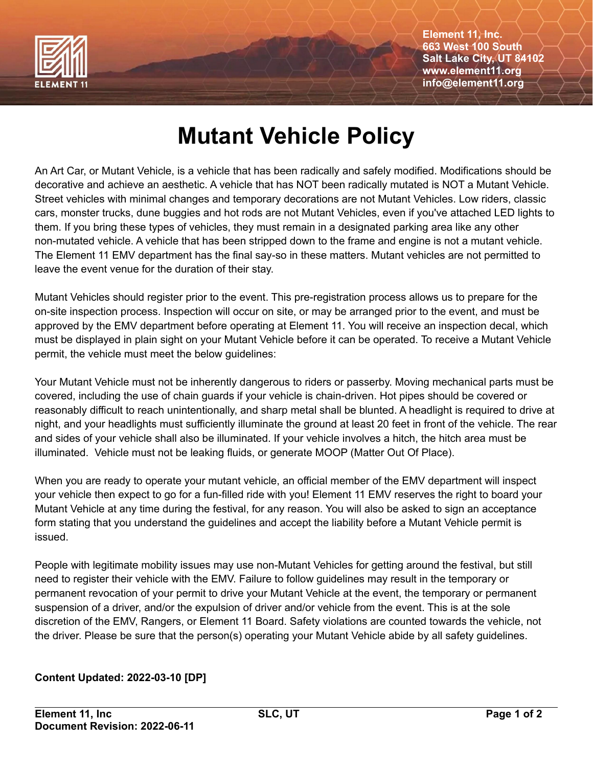Element 11, Inc.
663 West 100 South
Salt Lake City, UT 84102
www.element11.org
info@element11.org

# Mutant Vehicle Policy

An Art Car, or Mutant Vehicle, is a vehicle that has been radically and safely modified. Modifications should be decorative and achieve an aesthetic. A vehicle that has NOT been radically mutated is NOT a Mutant Vehicle. Street vehicles with minimal changes and temporary decorations are not Mutant Vehicles. Low riders, classic cars, monster trucks, dune buggies and hot rods are not Mutant Vehicles, even if you've attached LED lights to them. If you bring these types of vehicles, they must remain in a designated parking area like any other non-mutated vehicle. A vehicle that has been stripped down to the frame and engine is not a mutant vehicle. The Element 11 EMV department has the final say-so in these matters. Mutant vehicles are not permitted to leave the event venue for the duration of their stay.

Mutant Vehicles should register prior to the event. This pre-registration process allows us to prepare for the on-site inspection process. Inspection will occur on site, or may be arranged prior to the event, and must be approved by the EMV department before operating at Element 11. You will receive an inspection decal, which must be displayed in plain sight on your Mutant Vehicle before it can be operated. To receive a Mutant Vehicle permit, the vehicle must meet the below guidelines:

Your Mutant Vehicle must not be inherently dangerous to riders or passerby. Moving mechanical parts must be covered, including the use of chain guards if your vehicle is chain-driven. Hot pipes should be covered or reasonably difficult to reach unintentionally, and sharp metal shall be blunted. A headlight is required to drive at night, and your headlights must sufficiently illuminate the ground at least 20 feet in front of the vehicle. The rear and sides of your vehicle shall also be illuminated. If your vehicle involves a hitch, the hitch area must be illuminated. Vehicle must not be leaking fluids, or generate MOOP (Matter Out Of Place).

When you are ready to operate your mutant vehicle, an official member of the EMV department will inspect your vehicle then expect to go for a fun-filled ride with you! Element 11 EMV reserves the right to board your Mutant Vehicle at any time during the festival, for any reason. You will also be asked to sign an acceptance form stating that you understand the guidelines and accept the liability before a Mutant Vehicle permit is issued.

People with legitimate mobility issues may use non-Mutant Vehicles for getting around the festival, but still need to register their vehicle with the EMV. Failure to follow guidelines may result in the temporary or permanent revocation of your permit to drive your Mutant Vehicle at the event, the temporary or permanent suspension of a driver, and/or the expulsion of driver and/or vehicle from the event. This is at the sole discretion of the EMV, Rangers, or Element 11 Board. Safety violations are counted towards the vehicle, not the driver. Please be sure that the person(s) operating your Mutant Vehicle abide by all safety guidelines.

**Content Updated: 2022-03-10 [DP]**